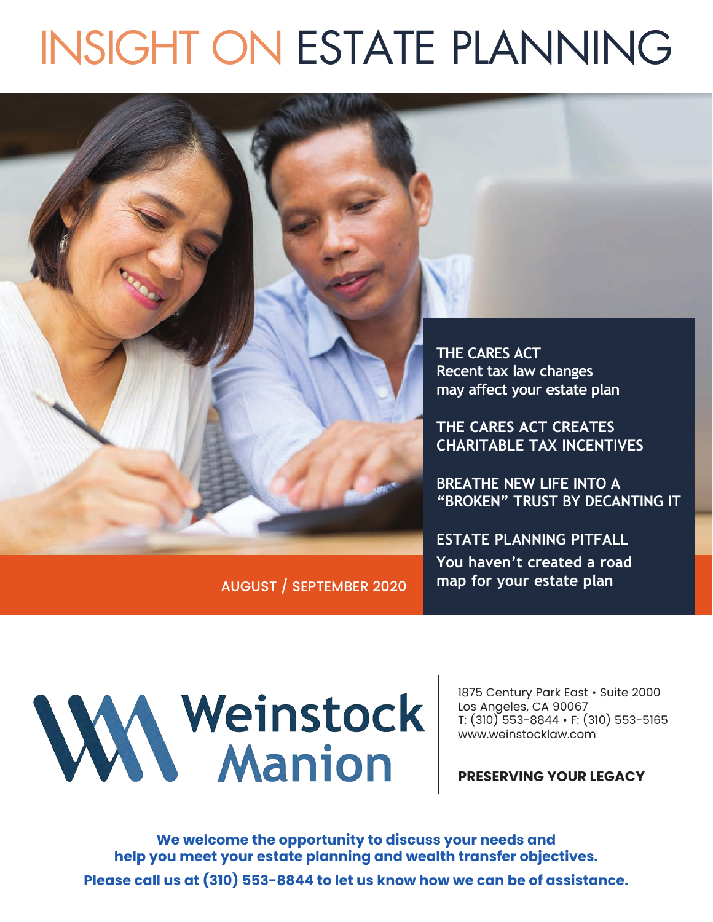# INSIGHT ON ESTATE PLANNING

**THE CARES ACT**
**Recent tax law changes may affect your estate plan**

**THE CARES ACT CREATES CHARITABLE TAX INCENTIVES**

**BREATHE NEW LIFE INTO A "BROKEN" TRUST BY DECANTING IT**

**ESTATE PLANNING PITFALL**
**You haven't created a road map for your estate plan**

AUGUST / SEPTEMBER 2020

Weinstock Manion

1875 Century Park East • Suite 2000
Los Angeles, CA 90067
T: (310) 553-8844 • F: (310) 553-5165
www.weinstocklaw.com

**PRESERVING YOUR LEGACY**

**We welcome the opportunity to discuss your needs and help you meet your estate planning and wealth transfer objectives.**

**Please call us at (310) 553-8844 to let us know how we can be of assistance.**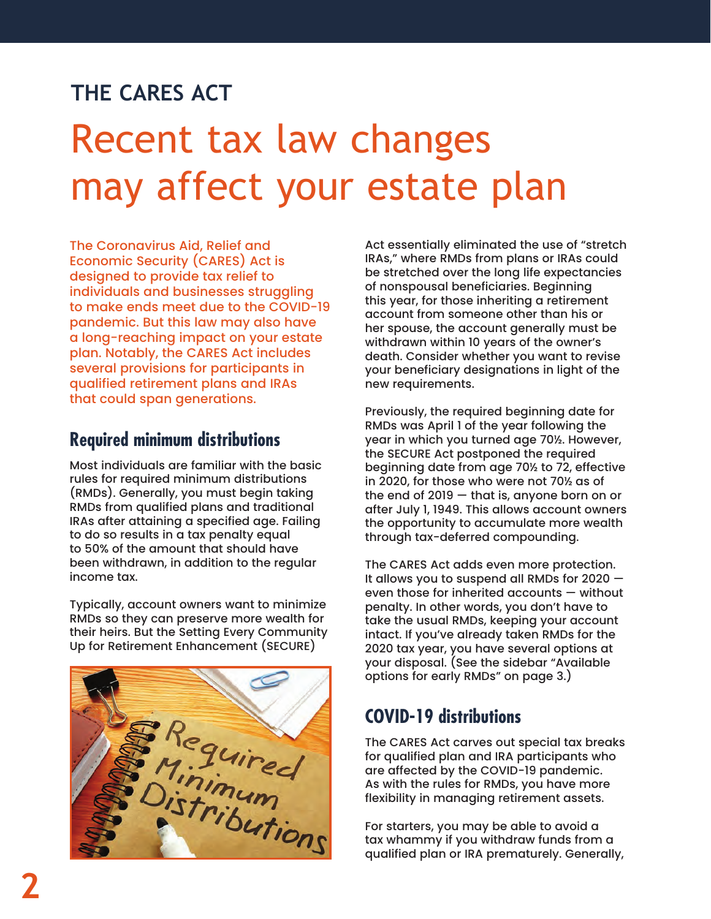THE CARES ACT

# Recent tax law changes may affect your estate plan

The Coronavirus Aid, Relief and Economic Security (CARES) Act is designed to provide tax relief to individuals and businesses struggling to make ends meet due to the COVID-19 pandemic. But this law may also have a long-reaching impact on your estate plan. Notably, the CARES Act includes several provisions for participants in qualified retirement plans and IRAs that could span generations.

## Required minimum distributions

Most individuals are familiar with the basic rules for required minimum distributions (RMDs). Generally, you must begin taking RMDs from qualified plans and traditional IRAs after attaining a specified age. Failing to do so results in a tax penalty equal to 50% of the amount that should have been withdrawn, in addition to the regular income tax.

Typically, account owners want to minimize RMDs so they can preserve more wealth for their heirs. But the Setting Every Community Up for Retirement Enhancement (SECURE) Act essentially eliminated the use of "stretch IRAs," where RMDs from plans or IRAs could be stretched over the long life expectancies of nonspousal beneficiaries. Beginning this year, for those inheriting a retirement account from someone other than his or her spouse, the account generally must be withdrawn within 10 years of the owner's death. Consider whether you want to revise your beneficiary designations in light of the new requirements.

Previously, the required beginning date for RMDs was April 1 of the year following the year in which you turned age 70½. However, the SECURE Act postponed the required beginning date from age 70½ to 72, effective in 2020, for those who were not 70½ as of the end of 2019 — that is, anyone born on or after July 1, 1949. This allows account owners the opportunity to accumulate more wealth through tax-deferred compounding.

The CARES Act adds even more protection. It allows you to suspend all RMDs for 2020 — even those for inherited accounts — without penalty. In other words, you don't have to take the usual RMDs, keeping your account intact. If you've already taken RMDs for the 2020 tax year, you have several options at your disposal. (See the sidebar "Available options for early RMDs" on page 3.)

## COVID-19 distributions

The CARES Act carves out special tax breaks for qualified plan and IRA participants who are affected by the COVID-19 pandemic. As with the rules for RMDs, you have more flexibility in managing retirement assets.

For starters, you may be able to avoid a tax whammy if you withdraw funds from a qualified plan or IRA prematurely. Generally,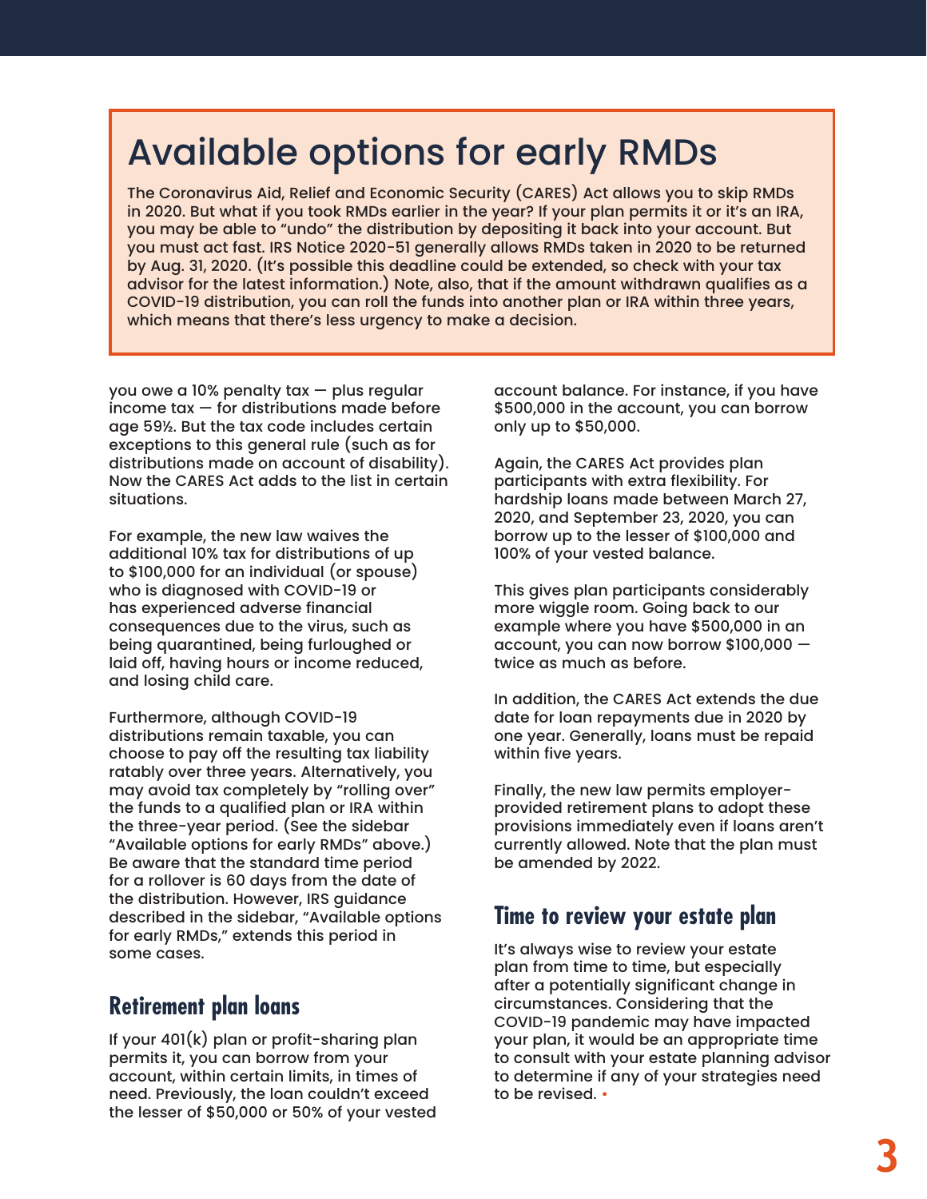## Available options for early RMDs

The Coronavirus Aid, Relief and Economic Security (CARES) Act allows you to skip RMDs in 2020. But what if you took RMDs earlier in the year? If your plan permits it or it's an IRA, you may be able to "undo" the distribution by depositing it back into your account. But you must act fast. IRS Notice 2020-51 generally allows RMDs taken in 2020 to be returned by Aug. 31, 2020. (It's possible this deadline could be extended, so check with your tax advisor for the latest information.) Note, also, that if the amount withdrawn qualifies as a COVID-19 distribution, you can roll the funds into another plan or IRA within three years, which means that there's less urgency to make a decision.

you owe a 10% penalty tax — plus regular income tax — for distributions made before age 59½. But the tax code includes certain exceptions to this general rule (such as for distributions made on account of disability). Now the CARES Act adds to the list in certain situations.

For example, the new law waives the additional 10% tax for distributions of up to $100,000 for an individual (or spouse) who is diagnosed with COVID-19 or has experienced adverse financial consequences due to the virus, such as being quarantined, being furloughed or laid off, having hours or income reduced, and losing child care.

Furthermore, although COVID-19 distributions remain taxable, you can choose to pay off the resulting tax liability ratably over three years. Alternatively, you may avoid tax completely by "rolling over" the funds to a qualified plan or IRA within the three-year period. (See the sidebar "Available options for early RMDs" above.) Be aware that the standard time period for a rollover is 60 days from the date of the distribution. However, IRS guidance described in the sidebar, "Available options for early RMDs," extends this period in some cases.

## Retirement plan loans

If your 401(k) plan or profit-sharing plan permits it, you can borrow from your account, within certain limits, in times of need. Previously, the loan couldn't exceed the lesser of $50,000 or 50% of your vested account balance. For instance, if you have $500,000 in the account, you can borrow only up to $50,000.

Again, the CARES Act provides plan participants with extra flexibility. For hardship loans made between March 27, 2020, and September 23, 2020, you can borrow up to the lesser of $100,000 and 100% of your vested balance.

This gives plan participants considerably more wiggle room. Going back to our example where you have $500,000 in an account, you can now borrow $100,000 — twice as much as before.

In addition, the CARES Act extends the due date for loan repayments due in 2020 by one year. Generally, loans must be repaid within five years.

Finally, the new law permits employer-provided retirement plans to adopt these provisions immediately even if loans aren't currently allowed. Note that the plan must be amended by 2022.

## Time to review your estate plan

It's always wise to review your estate plan from time to time, but especially after a potentially significant change in circumstances. Considering that the COVID-19 pandemic may have impacted your plan, it would be an appropriate time to consult with your estate planning advisor to determine if any of your strategies need to be revised. •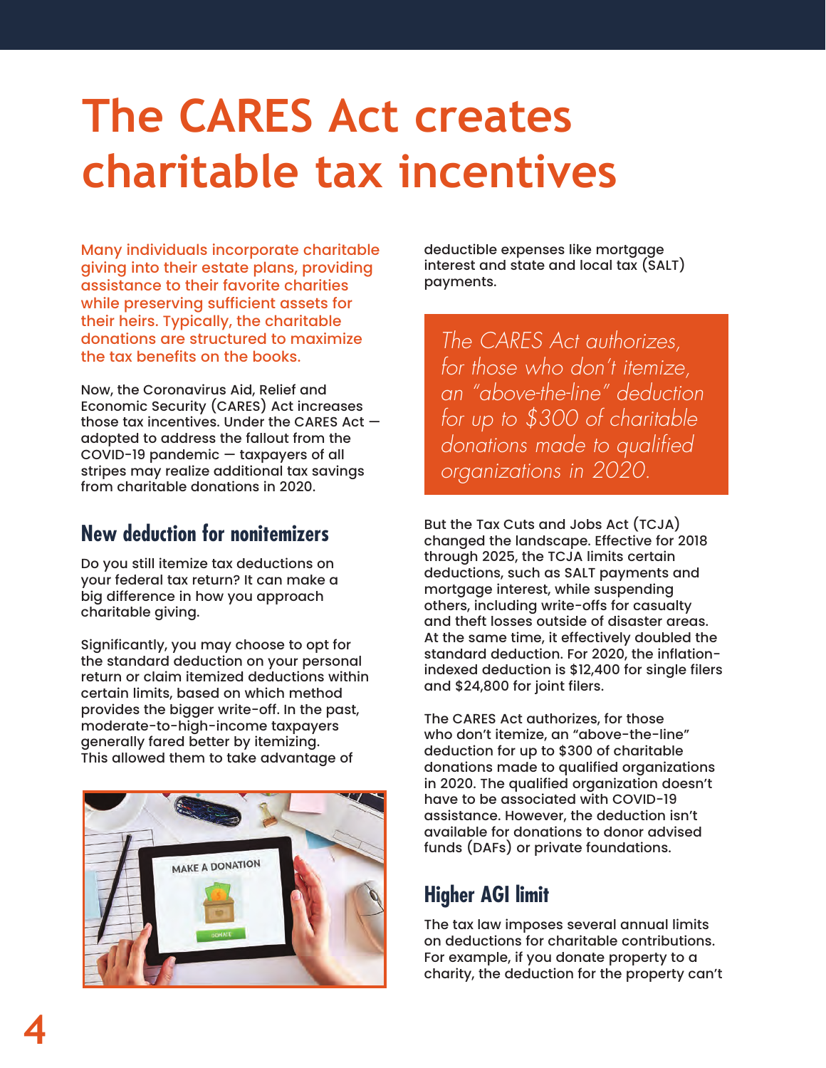# The CARES Act creates charitable tax incentives

Many individuals incorporate charitable giving into their estate plans, providing assistance to their favorite charities while preserving sufficient assets for their heirs. Typically, the charitable donations are structured to maximize the tax benefits on the books.

Now, the Coronavirus Aid, Relief and Economic Security (CARES) Act increases those tax incentives. Under the CARES Act — adopted to address the fallout from the COVID-19 pandemic — taxpayers of all stripes may realize additional tax savings from charitable donations in 2020.

## New deduction for nonitemizers

Do you still itemize tax deductions on your federal tax return? It can make a big difference in how you approach charitable giving.

Significantly, you may choose to opt for the standard deduction on your personal return or claim itemized deductions within certain limits, based on which method provides the bigger write-off. In the past, moderate-to-high-income taxpayers generally fared better by itemizing. This allowed them to take advantage of deductible expenses like mortgage interest and state and local tax (SALT) payments.

> *The CARES Act authorizes, for those who don't itemize, an "above-the-line" deduction for up to $300 of charitable donations made to qualified organizations in 2020.*

But the Tax Cuts and Jobs Act (TCJA) changed the landscape. Effective for 2018 through 2025, the TCJA limits certain deductions, such as SALT payments and mortgage interest, while suspending others, including write-offs for casualty and theft losses outside of disaster areas. At the same time, it effectively doubled the standard deduction. For 2020, the inflation-indexed deduction is $12,400 for single filers and $24,800 for joint filers.

The CARES Act authorizes, for those who don't itemize, an "above-the-line" deduction for up to $300 of charitable donations made to qualified organizations in 2020. The qualified organization doesn't have to be associated with COVID-19 assistance. However, the deduction isn't available for donations to donor advised funds (DAFs) or private foundations.

## Higher AGI limit

The tax law imposes several annual limits on deductions for charitable contributions. For example, if you donate property to a charity, the deduction for the property can't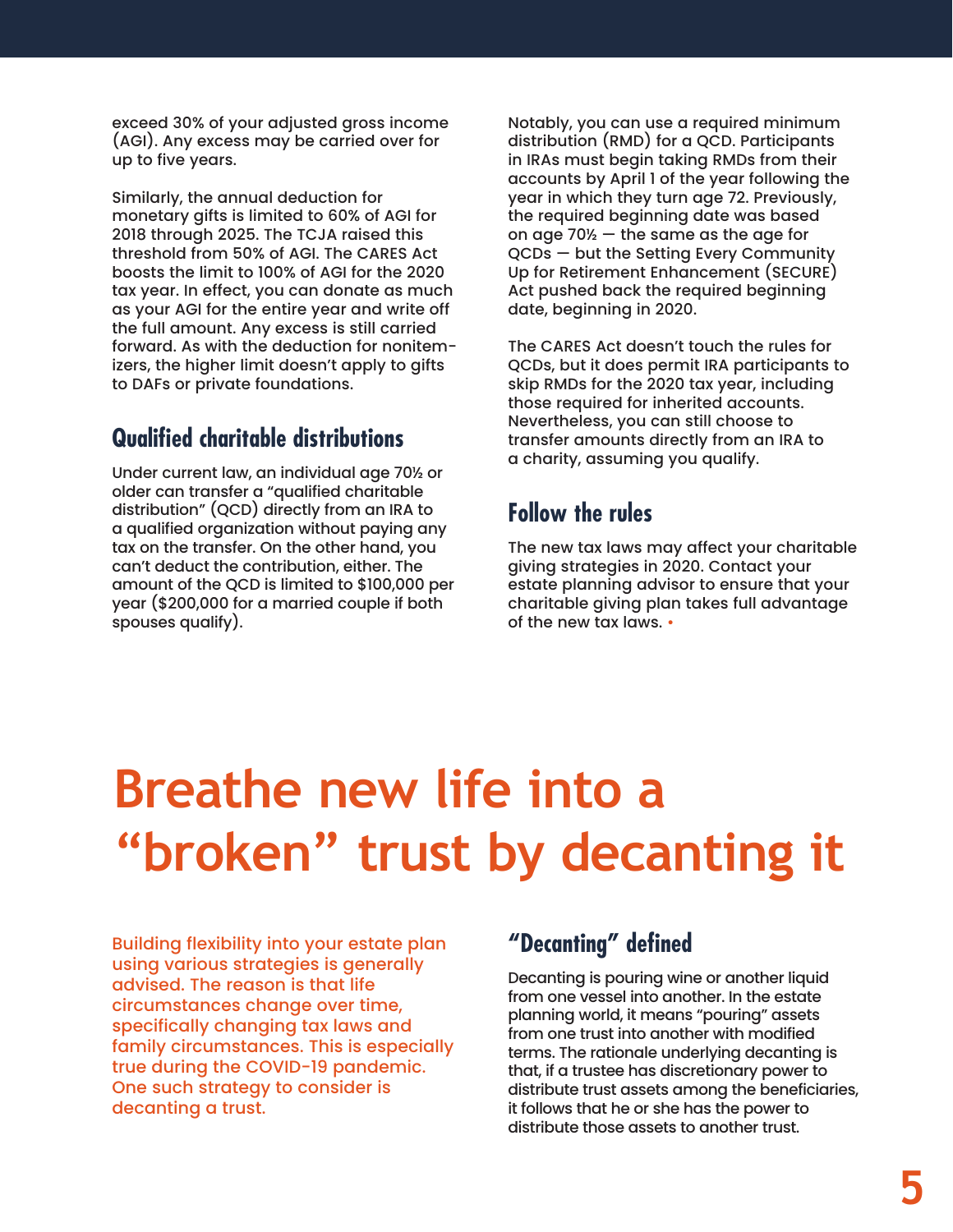exceed 30% of your adjusted gross income (AGI). Any excess may be carried over for up to five years.

Similarly, the annual deduction for monetary gifts is limited to 60% of AGI for 2018 through 2025. The TCJA raised this threshold from 50% of AGI. The CARES Act boosts the limit to 100% of AGI for the 2020 tax year. In effect, you can donate as much as your AGI for the entire year and write off the full amount. Any excess is still carried forward. As with the deduction for nonitemizers, the higher limit doesn't apply to gifts to DAFs or private foundations.

### Qualified charitable distributions

Under current law, an individual age 70½ or older can transfer a "qualified charitable distribution" (QCD) directly from an IRA to a qualified organization without paying any tax on the transfer. On the other hand, you can't deduct the contribution, either. The amount of the QCD is limited to $100,000 per year ($200,000 for a married couple if both spouses qualify).

Notably, you can use a required minimum distribution (RMD) for a QCD. Participants in IRAs must begin taking RMDs from their accounts by April 1 of the year following the year in which they turn age 72. Previously, the required beginning date was based on age 70½ — the same as the age for QCDs — but the Setting Every Community Up for Retirement Enhancement (SECURE) Act pushed back the required beginning date, beginning in 2020.

The CARES Act doesn't touch the rules for QCDs, but it does permit IRA participants to skip RMDs for the 2020 tax year, including those required for inherited accounts. Nevertheless, you can still choose to transfer amounts directly from an IRA to a charity, assuming you qualify.

### Follow the rules

The new tax laws may affect your charitable giving strategies in 2020. Contact your estate planning advisor to ensure that your charitable giving plan takes full advantage of the new tax laws. •

# Breathe new life into a "broken" trust by decanting it

Building flexibility into your estate plan using various strategies is generally advised. The reason is that life circumstances change over time, specifically changing tax laws and family circumstances. This is especially true during the COVID-19 pandemic. One such strategy to consider is decanting a trust.

### "Decanting" defined

Decanting is pouring wine or another liquid from one vessel into another. In the estate planning world, it means "pouring" assets from one trust into another with modified terms. The rationale underlying decanting is that, if a trustee has discretionary power to distribute trust assets among the beneficiaries, it follows that he or she has the power to distribute those assets to another trust.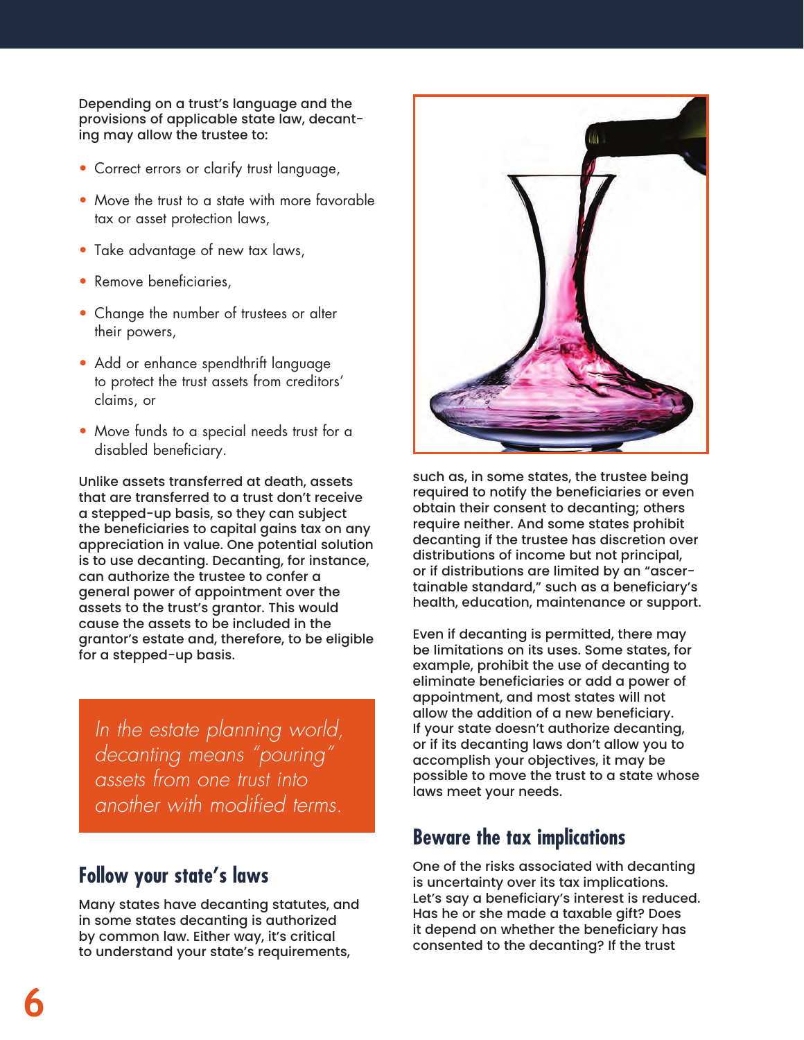Depending on a trust's language and the provisions of applicable state law, decanting may allow the trustee to:

- Correct errors or clarify trust language,
- Move the trust to a state with more favorable tax or asset protection laws,
- Take advantage of new tax laws,
- Remove beneficiaries,
- Change the number of trustees or alter their powers,
- Add or enhance spendthrift language to protect the trust assets from creditors' claims, or
- Move funds to a special needs trust for a disabled beneficiary.

Unlike assets transferred at death, assets that are transferred to a trust don't receive a stepped-up basis, so they can subject the beneficiaries to capital gains tax on any appreciation in value. One potential solution is to use decanting. Decanting, for instance, can authorize the trustee to confer a general power of appointment over the assets to the trust's grantor. This would cause the assets to be included in the grantor's estate and, therefore, to be eligible for a stepped-up basis.

*In the estate planning world, decanting means "pouring" assets from one trust into another with modified terms.*

## Follow your state's laws

Many states have decanting statutes, and in some states decanting is authorized by common law. Either way, it's critical to understand your state's requirements, such as, in some states, the trustee being required to notify the beneficiaries or even obtain their consent to decanting; others require neither. And some states prohibit decanting if the trustee has discretion over distributions of income but not principal, or if distributions are limited by an "ascertainable standard," such as a beneficiary's health, education, maintenance or support.

Even if decanting is permitted, there may be limitations on its uses. Some states, for example, prohibit the use of decanting to eliminate beneficiaries or add a power of appointment, and most states will not allow the addition of a new beneficiary. If your state doesn't authorize decanting, or if its decanting laws don't allow you to accomplish your objectives, it may be possible to move the trust to a state whose laws meet your needs.

## Beware the tax implications

One of the risks associated with decanting is uncertainty over its tax implications. Let's say a beneficiary's interest is reduced. Has he or she made a taxable gift? Does it depend on whether the beneficiary has consented to the decanting? If the trust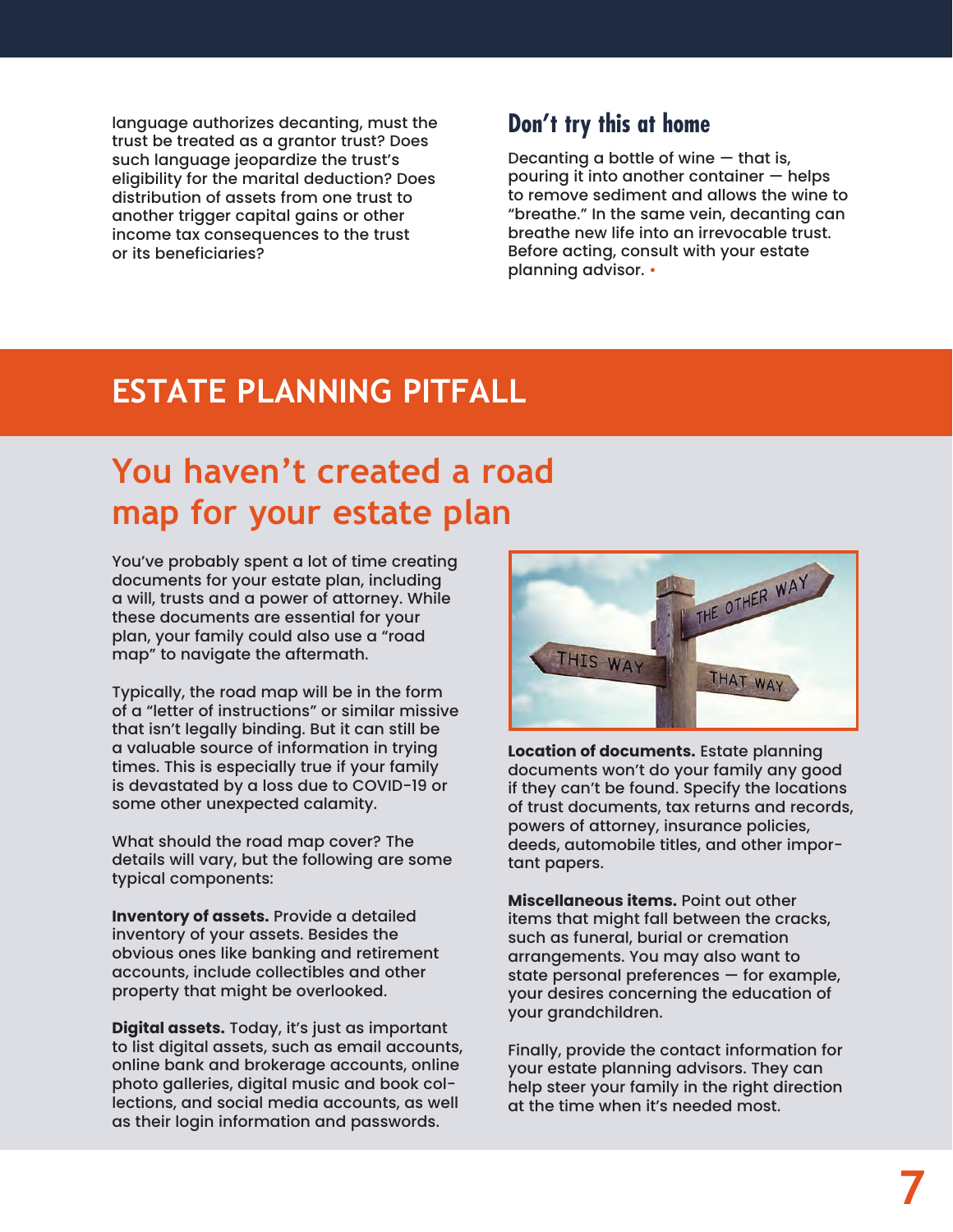language authorizes decanting, must the trust be treated as a grantor trust? Does such language jeopardize the trust's eligibility for the marital deduction? Does distribution of assets from one trust to another trigger capital gains or other income tax consequences to the trust or its beneficiaries?

### Don't try this at home

Decanting a bottle of wine — that is, pouring it into another container — helps to remove sediment and allows the wine to "breathe." In the same vein, decanting can breathe new life into an irrevocable trust. Before acting, consult with your estate planning advisor. •

## ESTATE PLANNING PITFALL

## You haven't created a road map for your estate plan

You've probably spent a lot of time creating documents for your estate plan, including a will, trusts and a power of attorney. While these documents are essential for your plan, your family could also use a "road map" to navigate the aftermath.

Typically, the road map will be in the form of a "letter of instructions" or similar missive that isn't legally binding. But it can still be a valuable source of information in trying times. This is especially true if your family is devastated by a loss due to COVID-19 or some other unexpected calamity.

What should the road map cover? The details will vary, but the following are some typical components:

**Inventory of assets.** Provide a detailed inventory of your assets. Besides the obvious ones like banking and retirement accounts, include collectibles and other property that might be overlooked.

**Digital assets.** Today, it's just as important to list digital assets, such as email accounts, online bank and brokerage accounts, online photo galleries, digital music and book collections, and social media accounts, as well as their login information and passwords.

**Location of documents.** Estate planning documents won't do your family any good if they can't be found. Specify the locations of trust documents, tax returns and records, powers of attorney, insurance policies, deeds, automobile titles, and other important papers.

**Miscellaneous items.** Point out other items that might fall between the cracks, such as funeral, burial or cremation arrangements. You may also want to state personal preferences — for example, your desires concerning the education of your grandchildren.

Finally, provide the contact information for your estate planning advisors. They can help steer your family in the right direction at the time when it's needed most.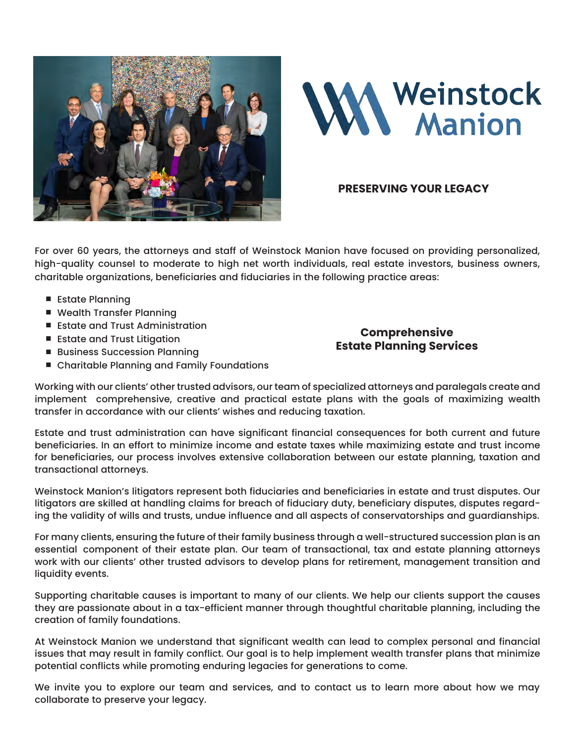# Weinstock Manion

**PRESERVING YOUR LEGACY**

For over 60 years, the attorneys and staff of Weinstock Manion have focused on providing personalized, high-quality counsel to moderate to high net worth individuals, real estate investors, business owners, charitable organizations, beneficiaries and fiduciaries in the following practice areas:

- Estate Planning
- Wealth Transfer Planning
- Estate and Trust Administration
- Estate and Trust Litigation
- Business Succession Planning
- Charitable Planning and Family Foundations

## Comprehensive Estate Planning Services

Working with our clients' other trusted advisors, our team of specialized attorneys and paralegals create and implement comprehensive, creative and practical estate plans with the goals of maximizing wealth transfer in accordance with our clients' wishes and reducing taxation.

Estate and trust administration can have significant financial consequences for both current and future beneficiaries. In an effort to minimize income and estate taxes while maximizing estate and trust income for beneficiaries, our process involves extensive collaboration between our estate planning, taxation and transactional attorneys.

Weinstock Manion's litigators represent both fiduciaries and beneficiaries in estate and trust disputes. Our litigators are skilled at handling claims for breach of fiduciary duty, beneficiary disputes, disputes regarding the validity of wills and trusts, undue influence and all aspects of conservatorships and guardianships.

For many clients, ensuring the future of their family business through a well-structured succession plan is an essential component of their estate plan. Our team of transactional, tax and estate planning attorneys work with our clients' other trusted advisors to develop plans for retirement, management transition and liquidity events.

Supporting charitable causes is important to many of our clients. We help our clients support the causes they are passionate about in a tax-efficient manner through thoughtful charitable planning, including the creation of family foundations.

At Weinstock Manion we understand that significant wealth can lead to complex personal and financial issues that may result in family conflict. Our goal is to help implement wealth transfer plans that minimize potential conflicts while promoting enduring legacies for generations to come.

We invite you to explore our team and services, and to contact us to learn more about how we may collaborate to preserve your legacy.